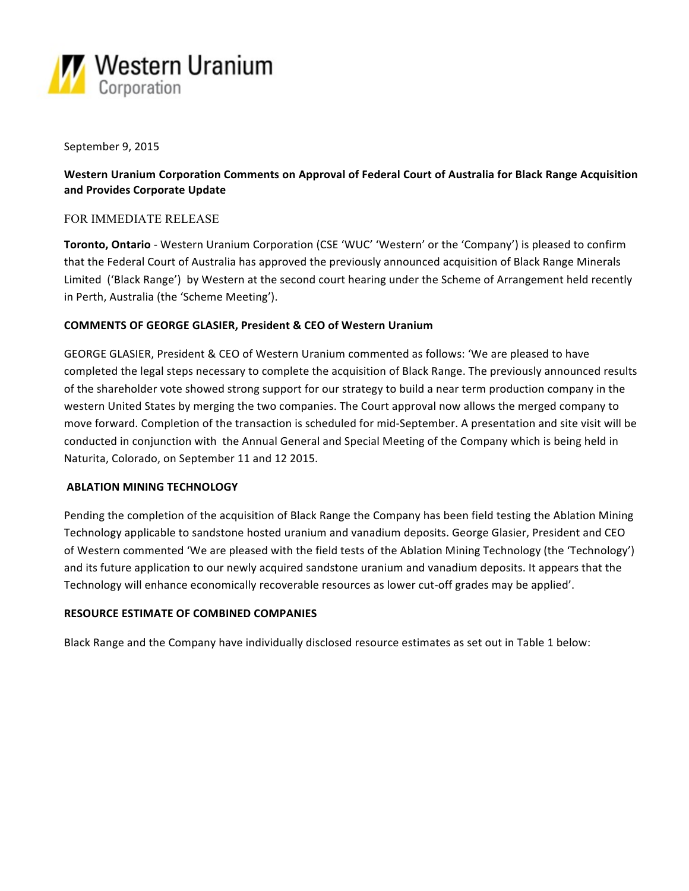September 9, 2015

**Western Uranium Corporation Comments on Approval of Federal Court of Australia for Black Range Acquisition and Provides Corporate Update**

FOR IMMEDIATE RELEASE

**Toronto, Ontario** - Western Uranium Corporation (CSE 'WUC' 'Western' or the 'Company') is pleased to confirm that the Federal Court of Australia has approved the previously announced acquisition of Black Range Minerals Limited ('Black Range') by Western at the second court hearing under the Scheme of Arrangement held recently in Perth, Australia (the 'Scheme Meeting').

**COMMENTS OF GEORGE GLASIER, President & CEO of Western Uranium**

GEORGE GLASIER, President & CEO of Western Uranium commented as follows: 'We are pleased to have completed the legal steps necessary to complete the acquisition of Black Range. The previously announced results of the shareholder vote showed strong support for our strategy to build a near term production company in the western United States by merging the two companies. The Court approval now allows the merged company to move forward. Completion of the transaction is scheduled for mid-September. A presentation and site visit will be conducted in conjunction with the Annual General and Special Meeting of the Company which is being held in Naturita, Colorado, on September 11 and 12 2015.

**ABLATION MINING TECHNOLOGY**

Pending the completion of the acquisition of Black Range the Company has been field testing the Ablation Mining Technology applicable to sandstone hosted uranium and vanadium deposits. George Glasier, President and CEO of Western commented 'We are pleased with the field tests of the Ablation Mining Technology (the 'Technology') and its future application to our newly acquired sandstone uranium and vanadium deposits. It appears that the Technology will enhance economically recoverable resources as lower cut-off grades may be applied'.

**RESOURCE ESTIMATE OF COMBINED COMPANIES**

Black Range and the Company have individually disclosed resource estimates as set out in Table 1 below: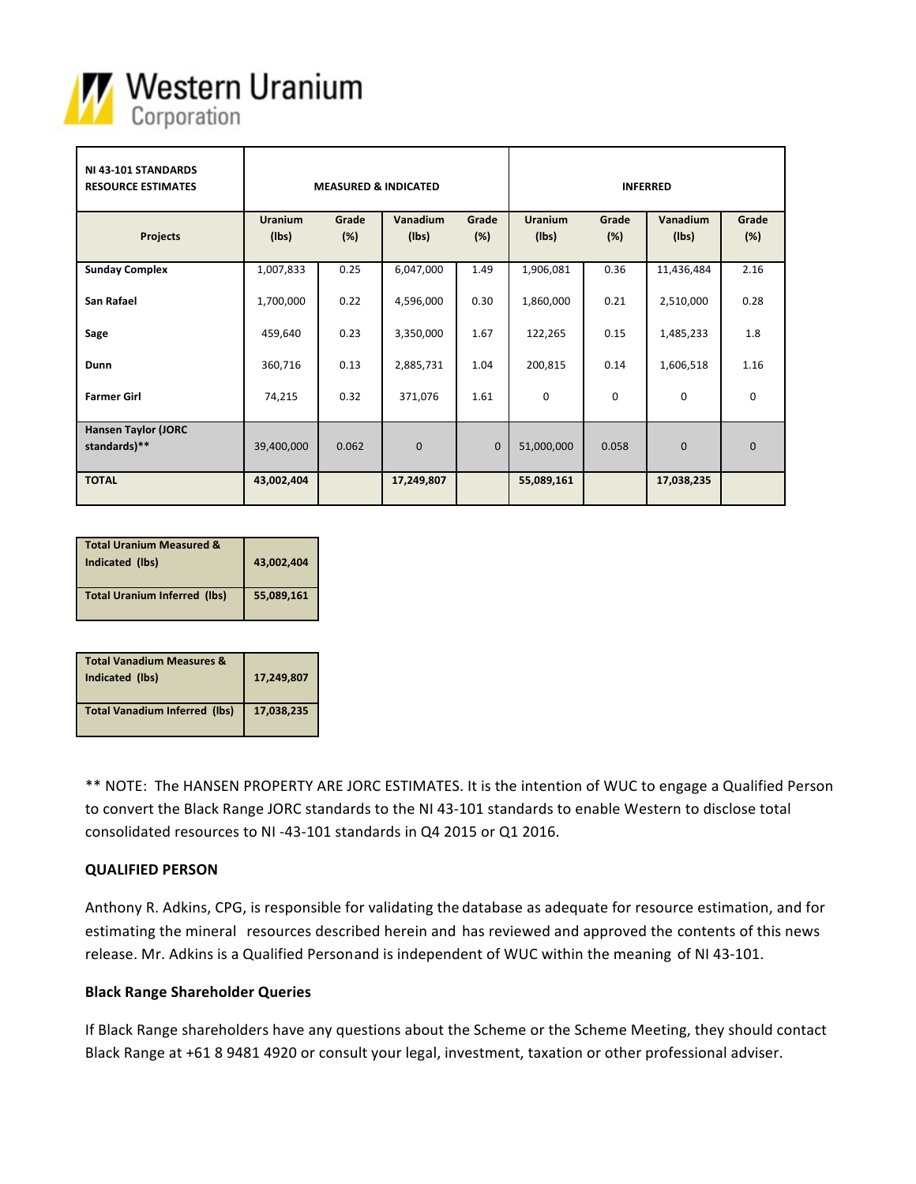| NI 43-101 STANDARDS RESOURCE ESTIMATES | MEASURED & INDICATED | | | | INFERRED | | | |
|---|---|---|---|---|---|---|---|---|
| Projects | Uranium (lbs) | Grade (%) | Vanadium (lbs) | Grade (%) | Uranium (lbs) | Grade (%) | Vanadium (lbs) | Grade (%) |
| **Sunday Complex** | 1,007,833 | 0.25 | 6,047,000 | 1.49 | 1,906,081 | 0.36 | 11,436,484 | 2.16 |
| **San Rafael** | 1,700,000 | 0.22 | 4,596,000 | 0.30 | 1,860,000 | 0.21 | 2,510,000 | 0.28 |
| **Sage** | 459,640 | 0.23 | 3,350,000 | 1.67 | 122,265 | 0.15 | 1,485,233 | 1.8 |
| **Dunn** | 360,716 | 0.13 | 2,885,731 | 1.04 | 200,815 | 0.14 | 1,606,518 | 1.16 |
| **Farmer Girl** | 74,215 | 0.32 | 371,076 | 1.61 | 0 | 0 | 0 | 0 |
| **Hansen Taylor (JORC standards)\*\*** | 39,400,000 | 0.062 | 0 | 0 | 51,000,000 | 0.058 | 0 | 0 |
| **TOTAL** | **43,002,404** | | **17,249,807** | | **55,089,161** | | **17,038,235** | |

| | |
|---|---|
| **Total Uranium Measured & Indicated (lbs)** | **43,002,404** |
| **Total Uranium Inferred (lbs)** | **55,089,161** |

| | |
|---|---|
| **Total Vanadium Measures & Indicated (lbs)** | **17,249,807** |
| **Total Vanadium Inferred (lbs)** | **17,038,235** |

** NOTE: The HANSEN PROPERTY ARE JORC ESTIMATES. It is the intention of WUC to engage a Qualified Person to convert the Black Range JORC standards to the NI 43-101 standards to enable Western to disclose total consolidated resources to NI -43-101 standards in Q4 2015 or Q1 2016.

**QUALIFIED PERSON**

Anthony R. Adkins, CPG, is responsible for validating the database as adequate for resource estimation, and for estimating the mineral resources described herein and has reviewed and approved the contents of this news release. Mr. Adkins is a Qualified Personand is independent of WUC within the meaning of NI 43-101.

**Black Range Shareholder Queries**

If Black Range shareholders have any questions about the Scheme or the Scheme Meeting, they should contact Black Range at +61 8 9481 4920 or consult your legal, investment, taxation or other professional adviser.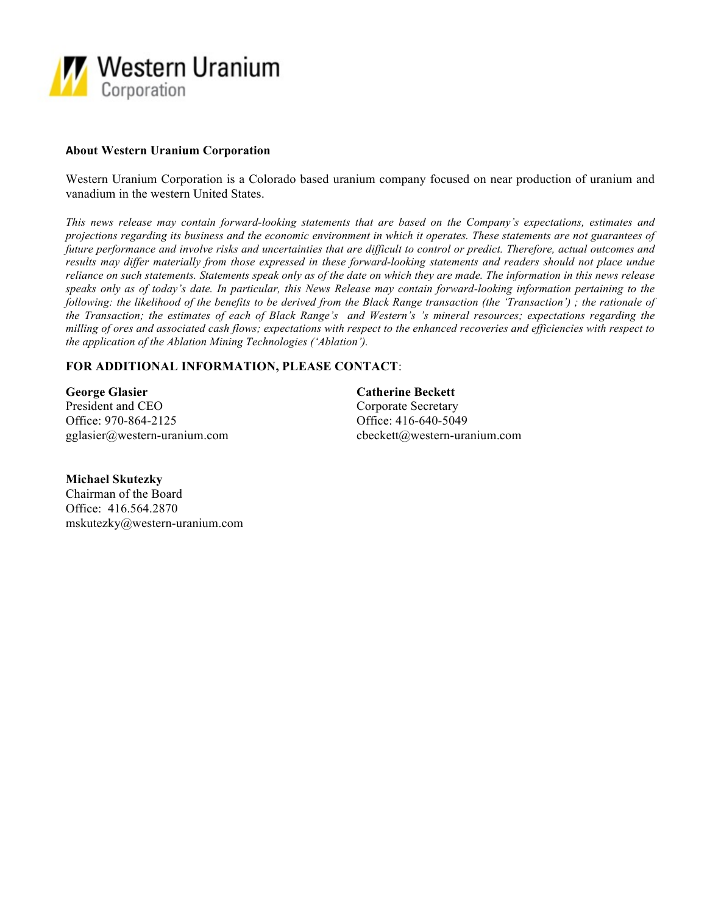**About Western Uranium Corporation**

Western Uranium Corporation is a Colorado based uranium company focused on near production of uranium and vanadium in the western United States.

*This news release may contain forward-looking statements that are based on the Company's expectations, estimates and projections regarding its business and the economic environment in which it operates. These statements are not guarantees of future performance and involve risks and uncertainties that are difficult to control or predict. Therefore, actual outcomes and results may differ materially from those expressed in these forward-looking statements and readers should not place undue reliance on such statements. Statements speak only as of the date on which they are made. The information in this news release speaks only as of today's date. In particular, this News Release may contain forward-looking information pertaining to the following: the likelihood of the benefits to be derived from the Black Range transaction (the 'Transaction') ; the rationale of the Transaction; the estimates of each of Black Range's and Western's 's mineral resources; expectations regarding the milling of ores and associated cash flows; expectations with respect to the enhanced recoveries and efficiencies with respect to the application of the Ablation Mining Technologies ('Ablation').*

**FOR ADDITIONAL INFORMATION, PLEASE CONTACT**:

**George Glasier**
President and CEO
Office: 970-864-2125
gglasier@western-uranium.com

**Catherine Beckett**
Corporate Secretary
Office: 416-640-5049
cbeckett@western-uranium.com

**Michael Skutezky**
Chairman of the Board
Office: 416.564.2870
mskutezky@western-uranium.com